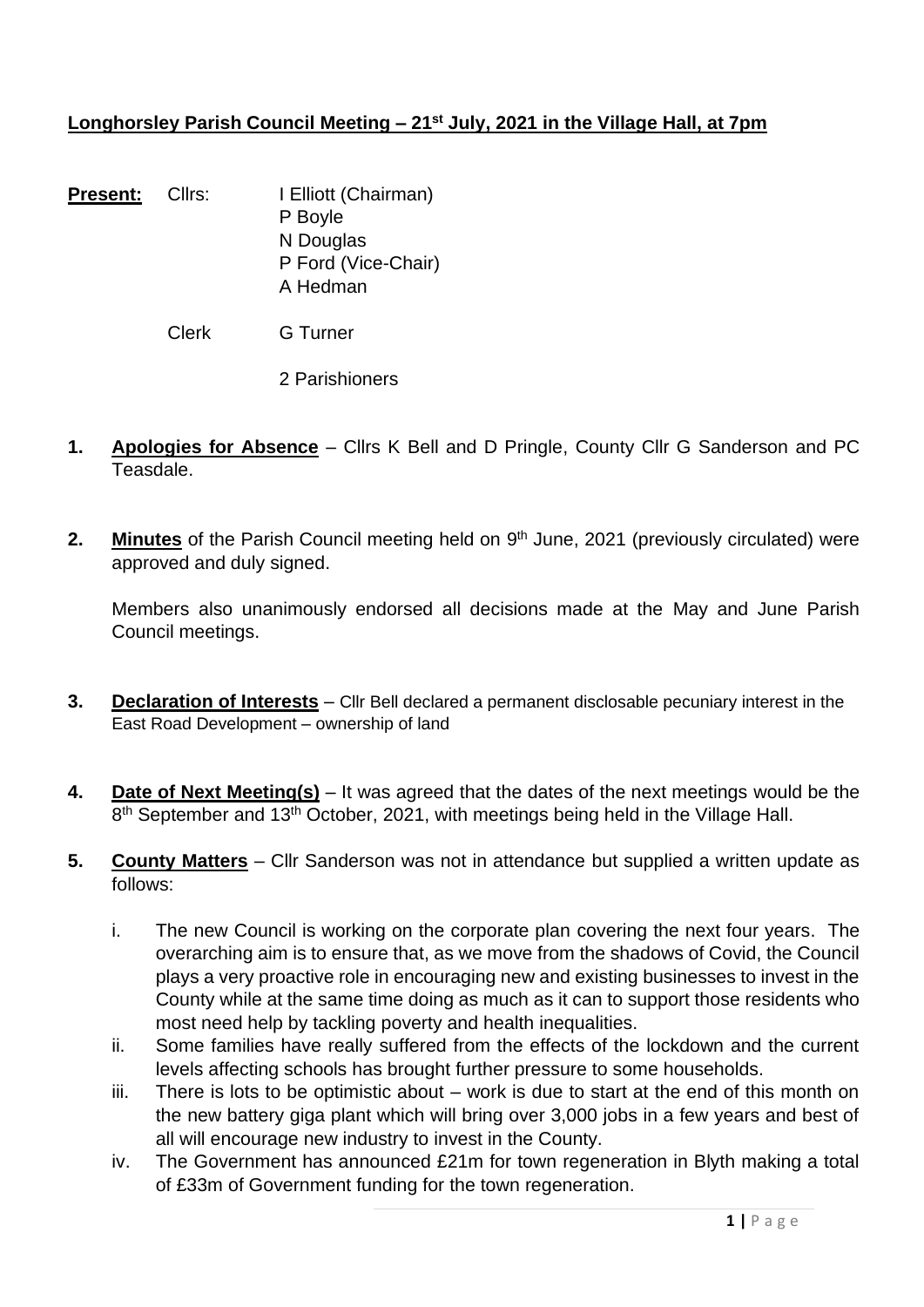**Longhorsley Parish Council Meeting – 21st July, 2021 in the Village Hall, at 7pm**

**Present:** Cllrs: I Elliott (Chairman)
P Boyle
N Douglas
P Ford (Vice-Chair)
A Hedman

Clerk G Turner

2 Parishioners

1. **Apologies for Absence** – Cllrs K Bell and D Pringle, County Cllr G Sanderson and PC Teasdale.

2. **Minutes** of the Parish Council meeting held on 9th June, 2021 (previously circulated) were approved and duly signed.

   Members also unanimously endorsed all decisions made at the May and June Parish Council meetings.

3. **Declaration of Interests** – Cllr Bell declared a permanent disclosable pecuniary interest in the East Road Development – ownership of land

4. **Date of Next Meeting(s)** – It was agreed that the dates of the next meetings would be the 8th September and 13th October, 2021, with meetings being held in the Village Hall.

5. **County Matters** – Cllr Sanderson was not in attendance but supplied a written update as follows:

   i. The new Council is working on the corporate plan covering the next four years. The overarching aim is to ensure that, as we move from the shadows of Covid, the Council plays a very proactive role in encouraging new and existing businesses to invest in the County while at the same time doing as much as it can to support those residents who most need help by tackling poverty and health inequalities.
   ii. Some families have really suffered from the effects of the lockdown and the current levels affecting schools has brought further pressure to some households.
   iii. There is lots to be optimistic about – work is due to start at the end of this month on the new battery giga plant which will bring over 3,000 jobs in a few years and best of all will encourage new industry to invest in the County.
   iv. The Government has announced £21m for town regeneration in Blyth making a total of £33m of Government funding for the town regeneration.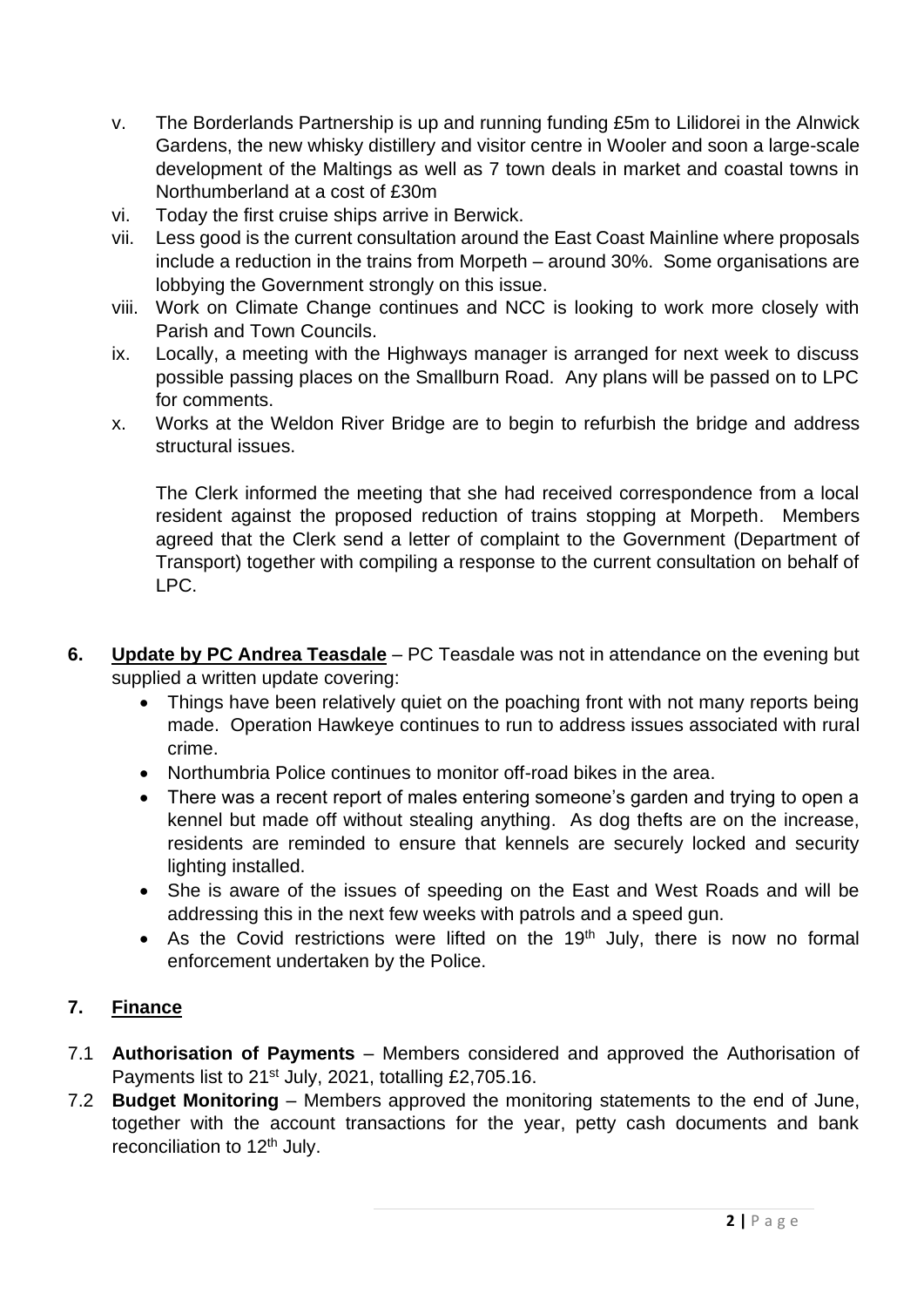v. The Borderlands Partnership is up and running funding £5m to Lilidorei in the Alnwick Gardens, the new whisky distillery and visitor centre in Wooler and soon a large-scale development of the Maltings as well as 7 town deals in market and coastal towns in Northumberland at a cost of £30m
vi. Today the first cruise ships arrive in Berwick.
vii. Less good is the current consultation around the East Coast Mainline where proposals include a reduction in the trains from Morpeth – around 30%. Some organisations are lobbying the Government strongly on this issue.
viii. Work on Climate Change continues and NCC is looking to work more closely with Parish and Town Councils.
ix. Locally, a meeting with the Highways manager is arranged for next week to discuss possible passing places on the Smallburn Road. Any plans will be passed on to LPC for comments.
x. Works at the Weldon River Bridge are to begin to refurbish the bridge and address structural issues.

The Clerk informed the meeting that she had received correspondence from a local resident against the proposed reduction of trains stopping at Morpeth. Members agreed that the Clerk send a letter of complaint to the Government (Department of Transport) together with compiling a response to the current consultation on behalf of LPC.

**6. Update by PC Andrea Teasdale** – PC Teasdale was not in attendance on the evening but supplied a written update covering:

- Things have been relatively quiet on the poaching front with not many reports being made. Operation Hawkeye continues to run to address issues associated with rural crime.
- Northumbria Police continues to monitor off-road bikes in the area.
- There was a recent report of males entering someone's garden and trying to open a kennel but made off without stealing anything. As dog thefts are on the increase, residents are reminded to ensure that kennels are securely locked and security lighting installed.
- She is aware of the issues of speeding on the East and West Roads and will be addressing this in the next few weeks with patrols and a speed gun.
- As the Covid restrictions were lifted on the 19th July, there is now no formal enforcement undertaken by the Police.

**7. Finance**

7.1 **Authorisation of Payments** – Members considered and approved the Authorisation of Payments list to 21st July, 2021, totalling £2,705.16.

7.2 **Budget Monitoring** – Members approved the monitoring statements to the end of June, together with the account transactions for the year, petty cash documents and bank reconciliation to 12th July.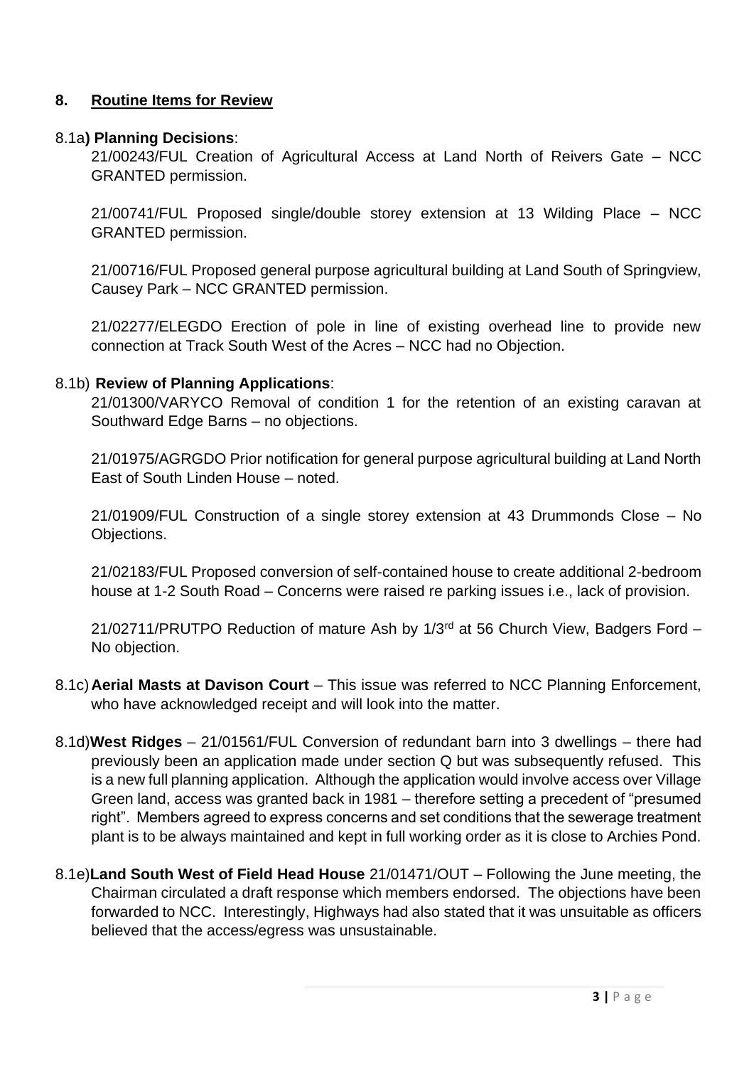## 8. Routine Items for Review

8.1a**) Planning Decisions**:

21/00243/FUL Creation of Agricultural Access at Land North of Reivers Gate – NCC GRANTED permission.

21/00741/FUL Proposed single/double storey extension at 13 Wilding Place – NCC GRANTED permission.

21/00716/FUL Proposed general purpose agricultural building at Land South of Springview, Causey Park – NCC GRANTED permission.

21/02277/ELEGDO Erection of pole in line of existing overhead line to provide new connection at Track South West of the Acres – NCC had no Objection.

8.1b) **Review of Planning Applications**:

21/01300/VARYCO Removal of condition 1 for the retention of an existing caravan at Southward Edge Barns – no objections.

21/01975/AGRGDO Prior notification for general purpose agricultural building at Land North East of South Linden House – noted.

21/01909/FUL Construction of a single storey extension at 43 Drummonds Close – No Objections.

21/02183/FUL Proposed conversion of self-contained house to create additional 2-bedroom house at 1-2 South Road – Concerns were raised re parking issues i.e., lack of provision.

21/02711/PRUTPO Reduction of mature Ash by 1/3rd at 56 Church View, Badgers Ford – No objection.

8.1c) **Aerial Masts at Davison Court** – This issue was referred to NCC Planning Enforcement, who have acknowledged receipt and will look into the matter.

8.1d) **West Ridges** – 21/01561/FUL Conversion of redundant barn into 3 dwellings – there had previously been an application made under section Q but was subsequently refused. This is a new full planning application. Although the application would involve access over Village Green land, access was granted back in 1981 – therefore setting a precedent of "presumed right". Members agreed to express concerns and set conditions that the sewerage treatment plant is to be always maintained and kept in full working order as it is close to Archies Pond.

8.1e) **Land South West of Field Head House** 21/01471/OUT – Following the June meeting, the Chairman circulated a draft response which members endorsed. The objections have been forwarded to NCC. Interestingly, Highways had also stated that it was unsuitable as officers believed that the access/egress was unsustainable.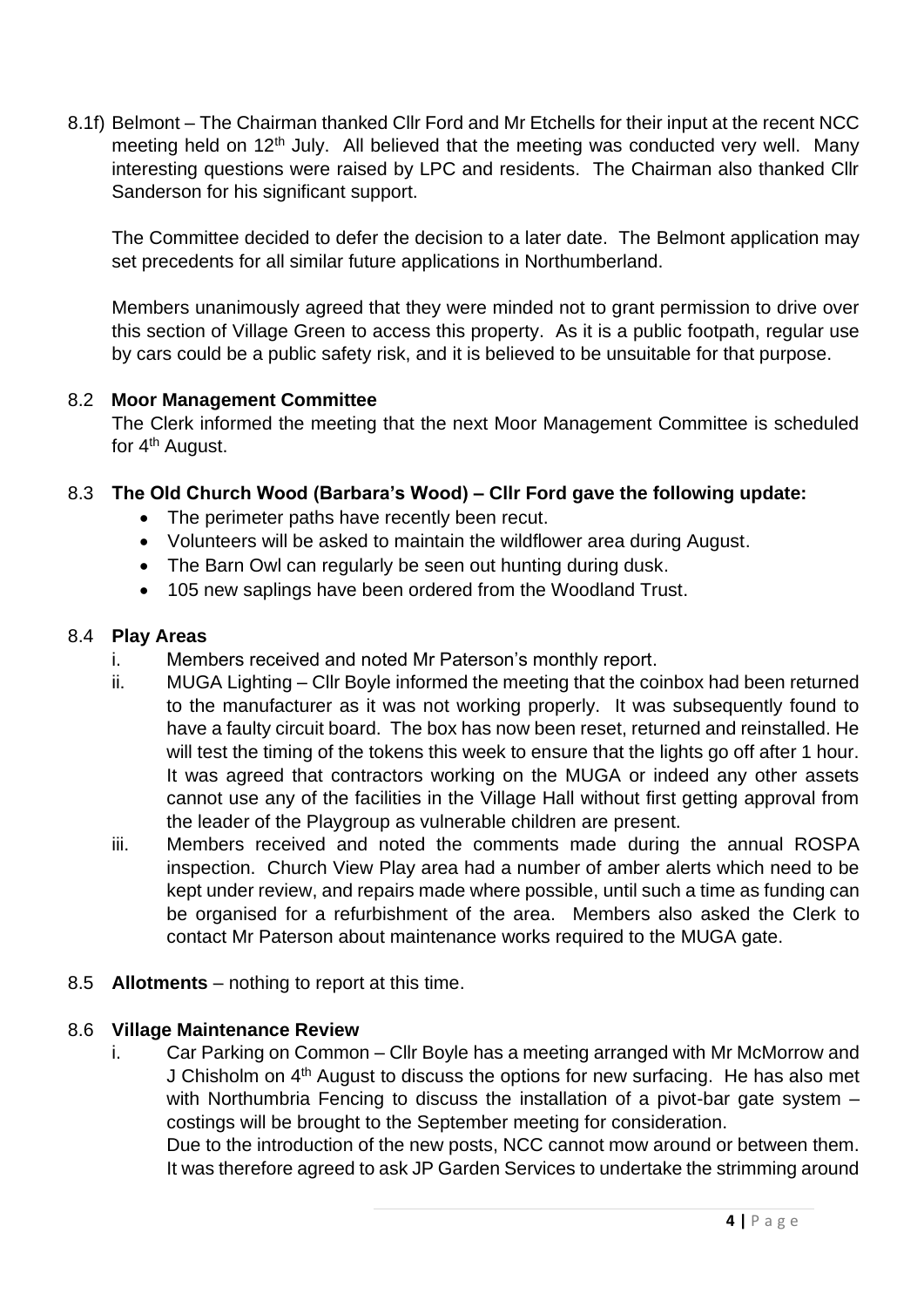8.1f) Belmont – The Chairman thanked Cllr Ford and Mr Etchells for their input at the recent NCC meeting held on 12th July. All believed that the meeting was conducted very well. Many interesting questions were raised by LPC and residents. The Chairman also thanked Cllr Sanderson for his significant support.

The Committee decided to defer the decision to a later date. The Belmont application may set precedents for all similar future applications in Northumberland.

Members unanimously agreed that they were minded not to grant permission to drive over this section of Village Green to access this property. As it is a public footpath, regular use by cars could be a public safety risk, and it is believed to be unsuitable for that purpose.

8.2 **Moor Management Committee**

The Clerk informed the meeting that the next Moor Management Committee is scheduled for 4th August.

8.3 **The Old Church Wood (Barbara's Wood) – Cllr Ford gave the following update:**

- The perimeter paths have recently been recut.
- Volunteers will be asked to maintain the wildflower area during August.
- The Barn Owl can regularly be seen out hunting during dusk.
- 105 new saplings have been ordered from the Woodland Trust.

8.4 **Play Areas**

i. Members received and noted Mr Paterson's monthly report.

ii. MUGA Lighting – Cllr Boyle informed the meeting that the coinbox had been returned to the manufacturer as it was not working properly. It was subsequently found to have a faulty circuit board. The box has now been reset, returned and reinstalled. He will test the timing of the tokens this week to ensure that the lights go off after 1 hour. It was agreed that contractors working on the MUGA or indeed any other assets cannot use any of the facilities in the Village Hall without first getting approval from the leader of the Playgroup as vulnerable children are present.

iii. Members received and noted the comments made during the annual ROSPA inspection. Church View Play area had a number of amber alerts which need to be kept under review, and repairs made where possible, until such a time as funding can be organised for a refurbishment of the area. Members also asked the Clerk to contact Mr Paterson about maintenance works required to the MUGA gate.

8.5 **Allotments** – nothing to report at this time.

8.6 **Village Maintenance Review**

i. Car Parking on Common – Cllr Boyle has a meeting arranged with Mr McMorrow and J Chisholm on 4th August to discuss the options for new surfacing. He has also met with Northumbria Fencing to discuss the installation of a pivot-bar gate system – costings will be brought to the September meeting for consideration.

Due to the introduction of the new posts, NCC cannot mow around or between them. It was therefore agreed to ask JP Garden Services to undertake the strimming around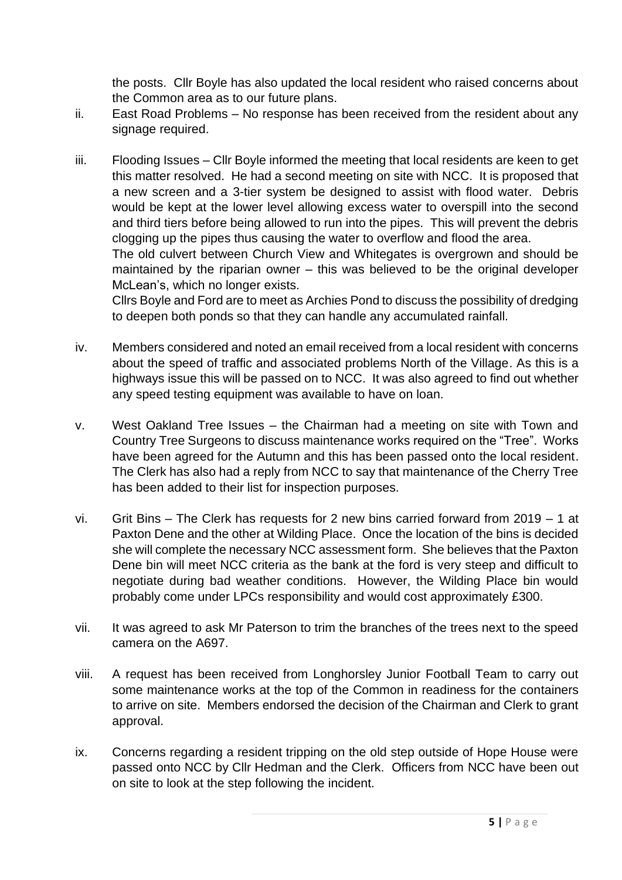the posts. Cllr Boyle has also updated the local resident who raised concerns about the Common area as to our future plans.

ii. East Road Problems – No response has been received from the resident about any signage required.

iii. Flooding Issues – Cllr Boyle informed the meeting that local residents are keen to get this matter resolved. He had a second meeting on site with NCC. It is proposed that a new screen and a 3-tier system be designed to assist with flood water. Debris would be kept at the lower level allowing excess water to overspill into the second and third tiers before being allowed to run into the pipes. This will prevent the debris clogging up the pipes thus causing the water to overflow and flood the area.
The old culvert between Church View and Whitegates is overgrown and should be maintained by the riparian owner – this was believed to be the original developer McLean's, which no longer exists.
Cllrs Boyle and Ford are to meet as Archies Pond to discuss the possibility of dredging to deepen both ponds so that they can handle any accumulated rainfall.

iv. Members considered and noted an email received from a local resident with concerns about the speed of traffic and associated problems North of the Village. As this is a highways issue this will be passed on to NCC. It was also agreed to find out whether any speed testing equipment was available to have on loan.

v. West Oakland Tree Issues – the Chairman had a meeting on site with Town and Country Tree Surgeons to discuss maintenance works required on the "Tree". Works have been agreed for the Autumn and this has been passed onto the local resident. The Clerk has also had a reply from NCC to say that maintenance of the Cherry Tree has been added to their list for inspection purposes.

vi. Grit Bins – The Clerk has requests for 2 new bins carried forward from 2019 – 1 at Paxton Dene and the other at Wilding Place. Once the location of the bins is decided she will complete the necessary NCC assessment form. She believes that the Paxton Dene bin will meet NCC criteria as the bank at the ford is very steep and difficult to negotiate during bad weather conditions. However, the Wilding Place bin would probably come under LPCs responsibility and would cost approximately £300.

vii. It was agreed to ask Mr Paterson to trim the branches of the trees next to the speed camera on the A697.

viii. A request has been received from Longhorsley Junior Football Team to carry out some maintenance works at the top of the Common in readiness for the containers to arrive on site. Members endorsed the decision of the Chairman and Clerk to grant approval.

ix. Concerns regarding a resident tripping on the old step outside of Hope House were passed onto NCC by Cllr Hedman and the Clerk. Officers from NCC have been out on site to look at the step following the incident.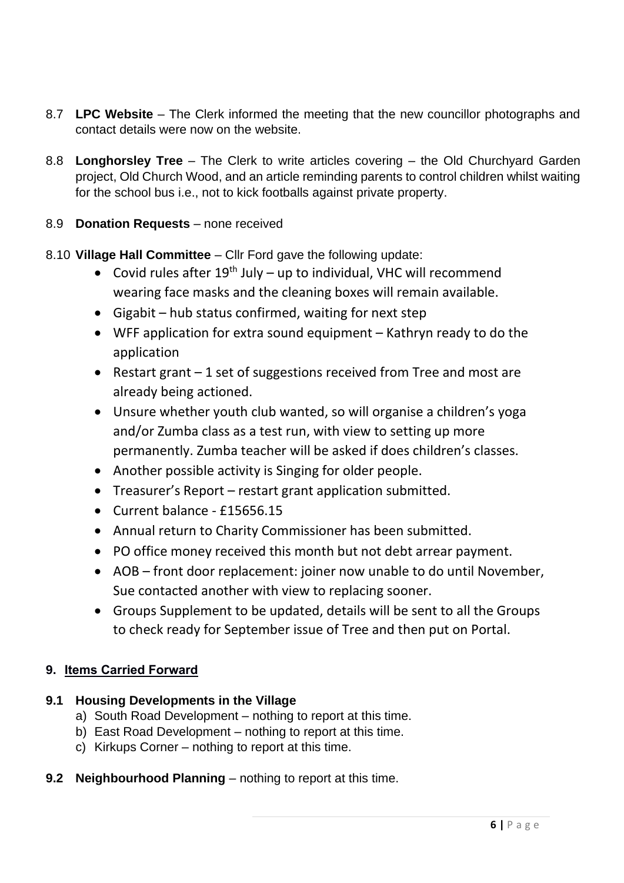8.7 **LPC Website** – The Clerk informed the meeting that the new councillor photographs and contact details were now on the website.

8.8 **Longhorsley Tree** – The Clerk to write articles covering – the Old Churchyard Garden project, Old Church Wood, and an article reminding parents to control children whilst waiting for the school bus i.e., not to kick footballs against private property.

8.9 **Donation Requests** – none received

8.10 **Village Hall Committee** – Cllr Ford gave the following update:

- Covid rules after 19th July – up to individual, VHC will recommend wearing face masks and the cleaning boxes will remain available.
- Gigabit – hub status confirmed, waiting for next step
- WFF application for extra sound equipment – Kathryn ready to do the application
- Restart grant – 1 set of suggestions received from Tree and most are already being actioned.
- Unsure whether youth club wanted, so will organise a children's yoga and/or Zumba class as a test run, with view to setting up more permanently. Zumba teacher will be asked if does children's classes.
- Another possible activity is Singing for older people.
- Treasurer's Report – restart grant application submitted.
- Current balance - £15656.15
- Annual return to Charity Commissioner has been submitted.
- PO office money received this month but not debt arrear payment.
- AOB – front door replacement: joiner now unable to do until November, Sue contacted another with view to replacing sooner.
- Groups Supplement to be updated, details will be sent to all the Groups to check ready for September issue of Tree and then put on Portal.

## 9. Items Carried Forward

### 9.1 Housing Developments in the Village

a) South Road Development – nothing to report at this time.
b) East Road Development – nothing to report at this time.
c) Kirkups Corner – nothing to report at this time.

**9.2 Neighbourhood Planning** – nothing to report at this time.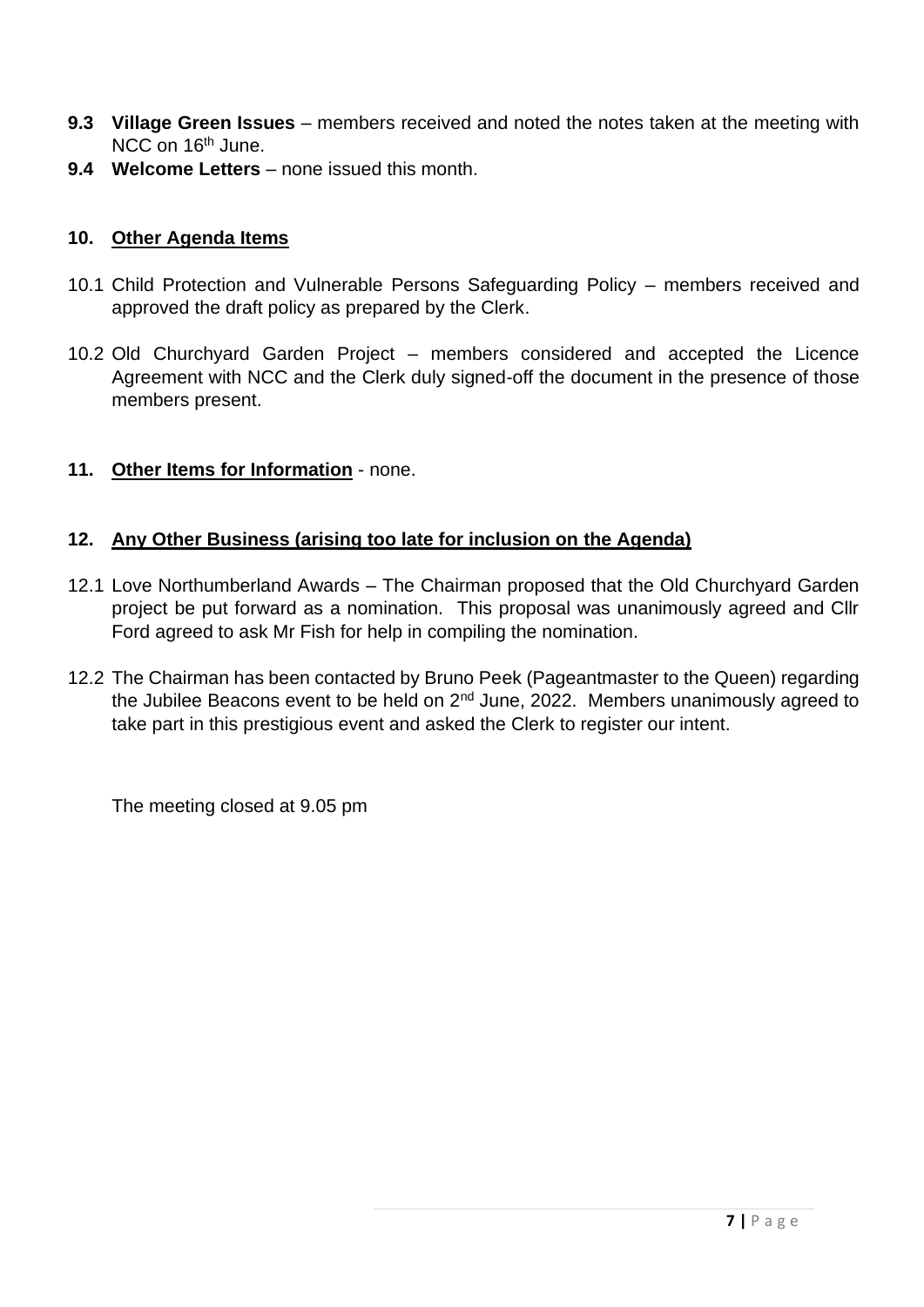**9.3 Village Green Issues** – members received and noted the notes taken at the meeting with NCC on 16th June.

**9.4 Welcome Letters** – none issued this month.

## 10. Other Agenda Items

10.1 Child Protection and Vulnerable Persons Safeguarding Policy – members received and approved the draft policy as prepared by the Clerk.

10.2 Old Churchyard Garden Project – members considered and accepted the Licence Agreement with NCC and the Clerk duly signed-off the document in the presence of those members present.

## 11. Other Items for Information - none.

## 12. Any Other Business (arising too late for inclusion on the Agenda)

12.1 Love Northumberland Awards – The Chairman proposed that the Old Churchyard Garden project be put forward as a nomination. This proposal was unanimously agreed and Cllr Ford agreed to ask Mr Fish for help in compiling the nomination.

12.2 The Chairman has been contacted by Bruno Peek (Pageantmaster to the Queen) regarding the Jubilee Beacons event to be held on 2nd June, 2022. Members unanimously agreed to take part in this prestigious event and asked the Clerk to register our intent.

The meeting closed at 9.05 pm